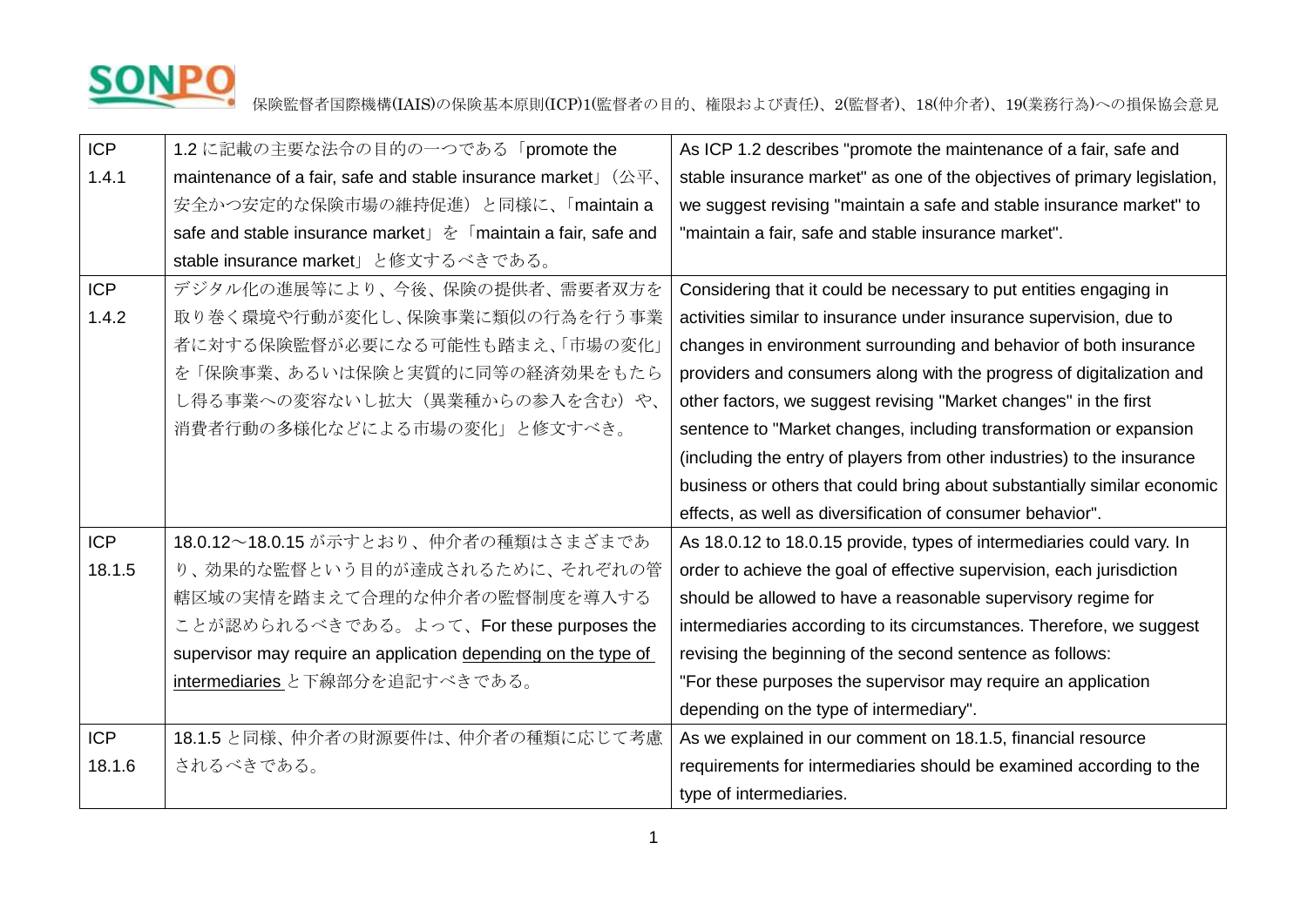保険監督者国際機構(IAIS)の保険基本原則(ICP)1(監督者の目的、権限および責任)、2(監督者)、18(仲介者)、19(業務行為)への損保協会意見

| ICP | | |
|---|---|---|
| ICP 1.4.1 | 1.2 に記載の主要な法令の目的の一つである「promote the maintenance of a fair, safe and stable insurance market」(公平、安全かつ安定的な保険市場の維持促進)と同様に、「maintain a safe and stable insurance market」を「maintain a fair, safe and stable insurance market」と修文するべきである。 | As ICP 1.2 describes "promote the maintenance of a fair, safe and stable insurance market" as one of the objectives of primary legislation, we suggest revising "maintain a safe and stable insurance market" to "maintain a fair, safe and stable insurance market". |
| ICP 1.4.2 | デジタル化の進展等により、今後、保険の提供者、需要者双方を取り巻く環境や行動が変化し、保険事業に類似の行為を行う事業者に対する保険監督が必要になる可能性も踏まえ、「市場の変化」を「保険事業、あるいは保険と実質的に同等の経済効果をもたらし得る事業への変容ないし拡大(異業種からの参入を含む)や、消費者行動の多様化などによる市場の変化」と修文すべき。 | Considering that it could be necessary to put entities engaging in activities similar to insurance under insurance supervision, due to changes in environment surrounding and behavior of both insurance providers and consumers along with the progress of digitalization and other factors, we suggest revising "Market changes" in the first sentence to "Market changes, including transformation or expansion (including the entry of players from other industries) to the insurance business or others that could bring about substantially similar economic effects, as well as diversification of consumer behavior". |
| ICP 18.1.5 | 18.0.12~18.0.15 が示すとおり、仲介者の種類はさまざまであり、効果的な監督という目的が達成されるために、それぞれの管轄区域の実情を踏まえて合理的な仲介者の監督制度を導入することが認められるべきである。よって、For these purposes the supervisor may require an application <u>depending on the type of intermediaries</u> と下線部分を追記すべきである。 | As 18.0.12 to 18.0.15 provide, types of intermediaries could vary. In order to achieve the goal of effective supervision, each jurisdiction should be allowed to have a reasonable supervisory regime for intermediaries according to its circumstances. Therefore, we suggest revising the beginning of the second sentence as follows: "For these purposes the supervisor may require an application depending on the type of intermediary". |
| ICP 18.1.6 | 18.1.5 と同様、仲介者の財源要件は、仲介者の種類に応じて考慮されるべきである。 | As we explained in our comment on 18.1.5, financial resource requirements for intermediaries should be examined according to the type of intermediaries. |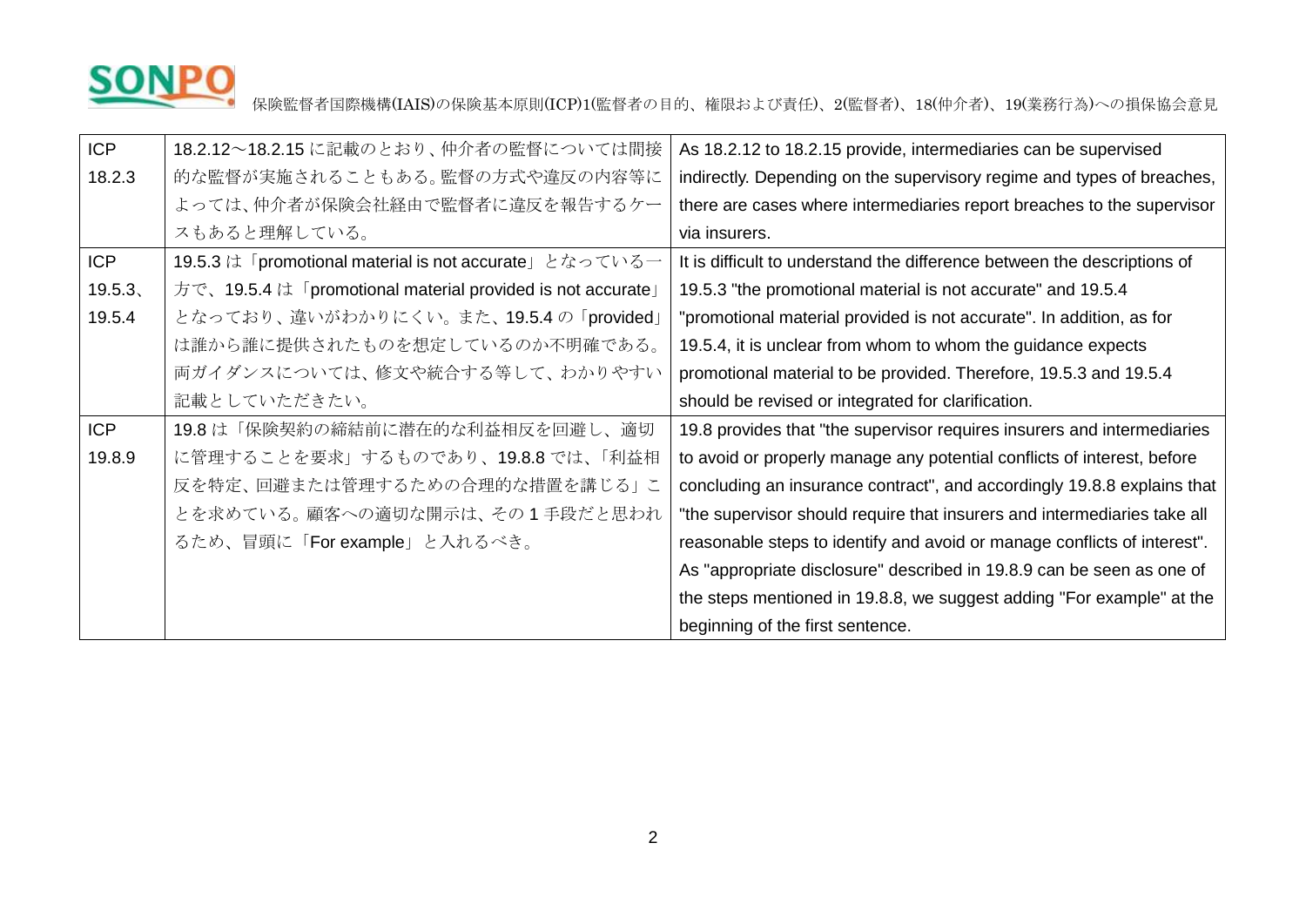| | | |
|---|---|---|
| ICP 18.2.3 | 18.2.12～18.2.15 に記載のとおり、仲介者の監督については間接的な監督が実施されることもある。監督の方式や違反の内容等によっては、仲介者が保険会社経由で監督者に違反を報告するケースもあると理解している。 | As 18.2.12 to 18.2.15 provide, intermediaries can be supervised indirectly. Depending on the supervisory regime and types of breaches, there are cases where intermediaries report breaches to the supervisor via insurers. |
| ICP 19.5.3、19.5.4 | 19.5.3 は「promotional material is not accurate」となっている一方で、19.5.4 は「promotional material provided is not accurate」となっており、違いがわかりにくい。また、19.5.4 の「provided」は誰から誰に提供されたものを想定しているのか不明確である。両ガイダンスについては、修文や統合する等して、わかりやすい記載としていただきたい。 | It is difficult to understand the difference between the descriptions of 19.5.3 "the promotional material is not accurate" and 19.5.4 "promotional material provided is not accurate". In addition, as for 19.5.4, it is unclear from whom to whom the guidance expects promotional material to be provided. Therefore, 19.5.3 and 19.5.4 should be revised or integrated for clarification. |
| ICP 19.8.9 | 19.8 は「保険契約の締結前に潜在的な利益相反を回避し、適切に管理することを要求」するものであり、19.8.8 では、「利益相反を特定、回避または管理するための合理的な措置を講じる」ことを求めている。顧客への適切な開示は、その 1 手段だと思われるため、冒頭に「For example」と入れるべき。 | 19.8 provides that "the supervisor requires insurers and intermediaries to avoid or properly manage any potential conflicts of interest, before concluding an insurance contract", and accordingly 19.8.8 explains that "the supervisor should require that insurers and intermediaries take all reasonable steps to identify and avoid or manage conflicts of interest". As "appropriate disclosure" described in 19.8.9 can be seen as one of the steps mentioned in 19.8.8, we suggest adding "For example" at the beginning of the first sentence. |